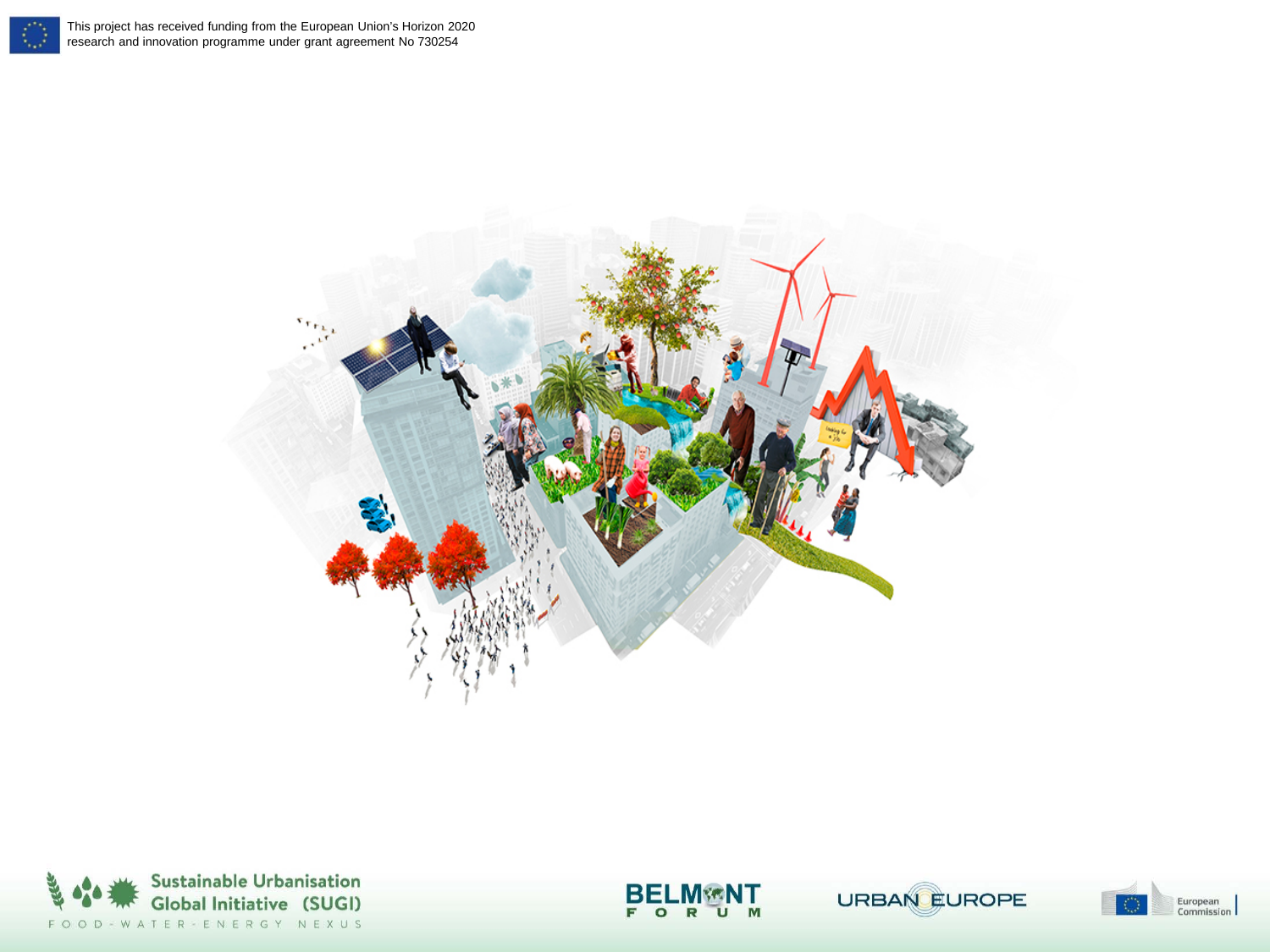This project has received funding from the European Union's Horizon 2020 research and innovation programme under grant agreement No 730254

Sustainable Urbanisation Global Initiative (SUGI)

FOOD - WATER - ENERGY NEXUS

BELMONT FORUM

URBAN EUROPE

European Commission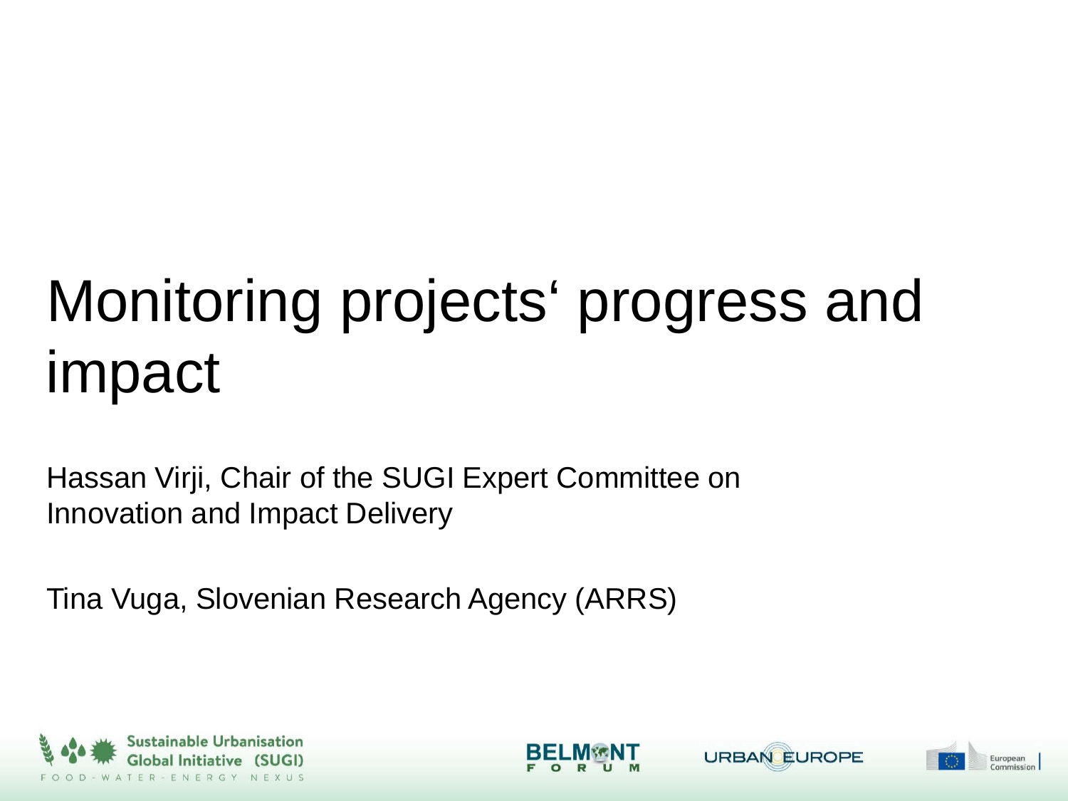# Monitoring projects‘ progress and impact

Hassan Virji, Chair of the SUGI Expert Committee on Innovation and Impact Delivery

Tina Vuga, Slovenian Research Agency (ARRS)

Sustainable Urbanisation Global Initiative (SUGI)
FOOD-WATER-ENERGY NEXUS

BELMONT FORUM

URBAN EUROPE

European Commission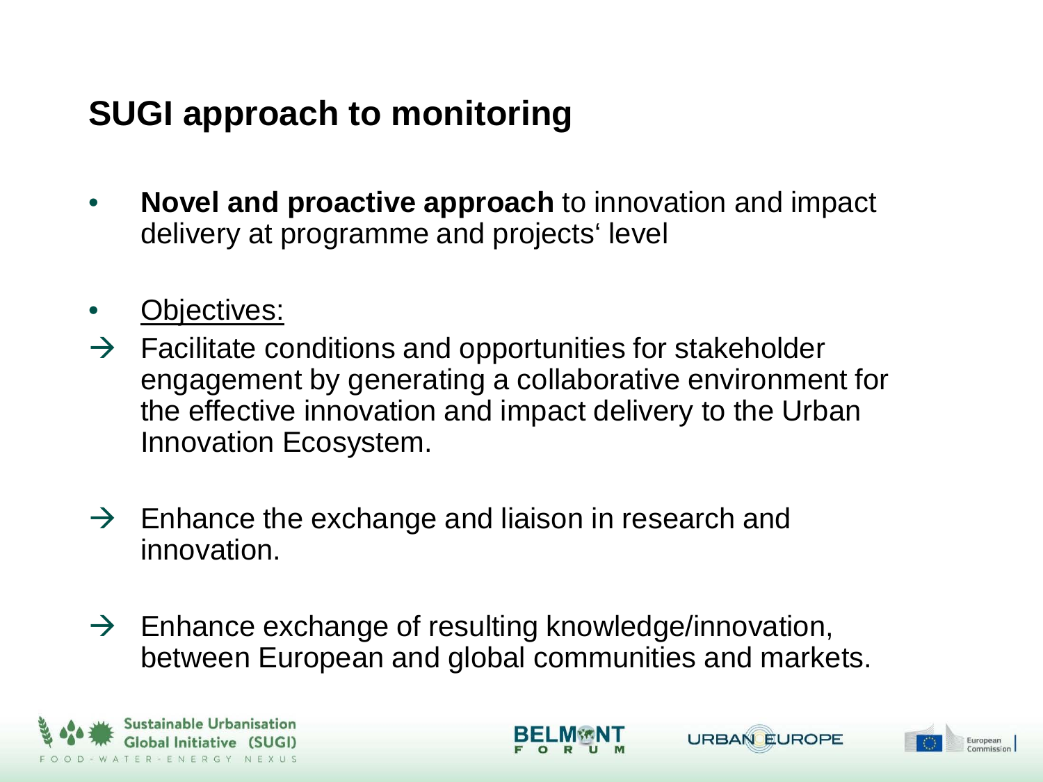# SUGI approach to monitoring

- **Novel and proactive approach** to innovation and impact delivery at programme and projects' level

- Objectives:

→ Facilitate conditions and opportunities for stakeholder engagement by generating a collaborative environment for the effective innovation and impact delivery to the Urban Innovation Ecosystem.

→ Enhance the exchange and liaison in research and innovation.

→ Enhance exchange of resulting knowledge/innovation, between European and global communities and markets.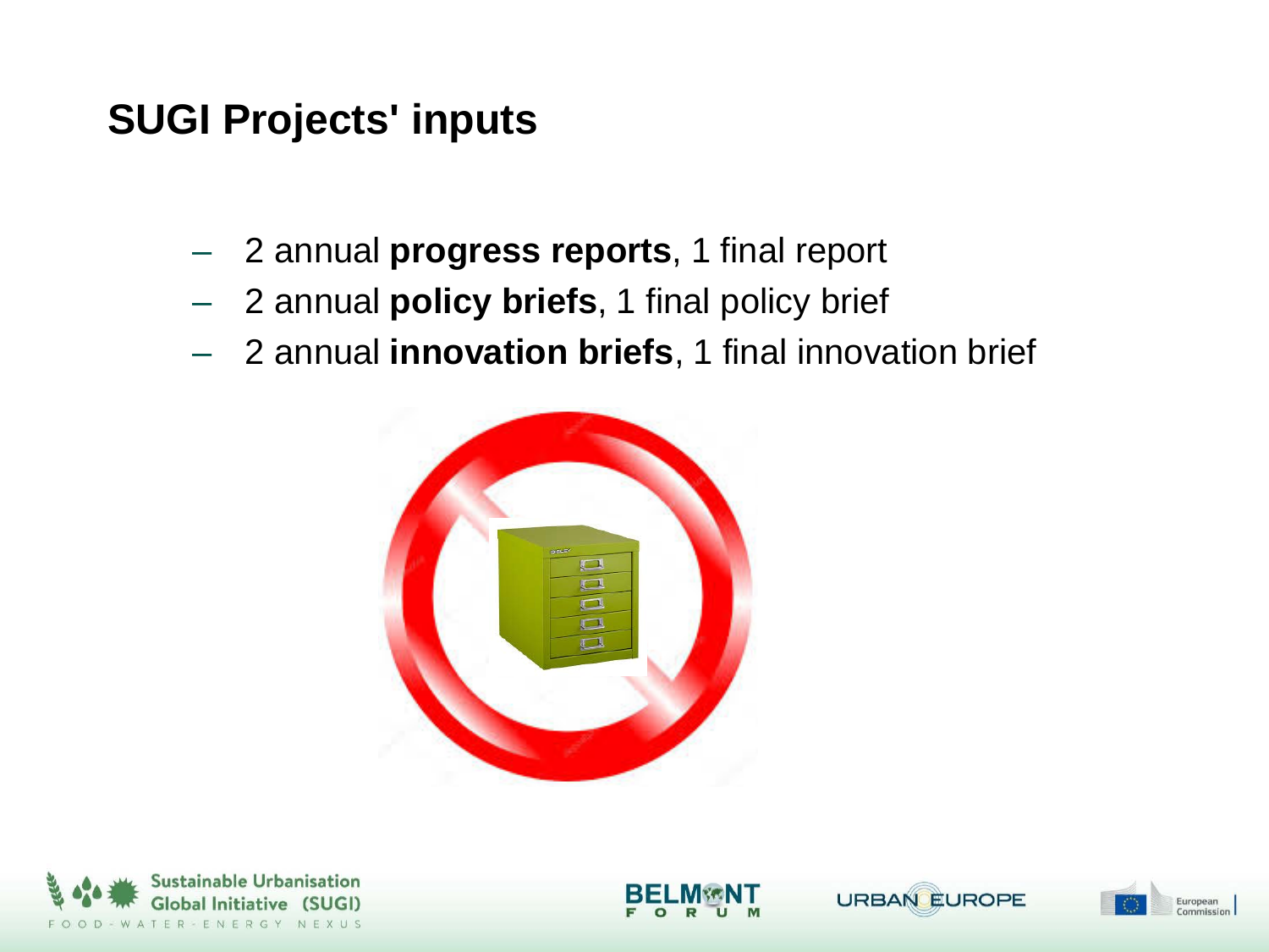# SUGI Projects' inputs

- 2 annual **progress reports**, 1 final report
- 2 annual **policy briefs**, 1 final policy brief
- 2 annual **innovation briefs**, 1 final innovation brief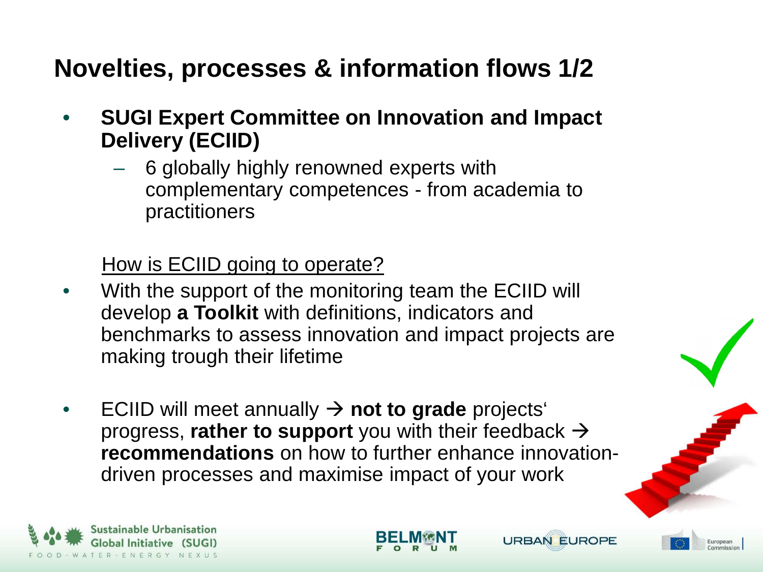# Novelties, processes & information flows 1/2

- **SUGI Expert Committee on Innovation and Impact Delivery (ECIID)**
  - 6 globally highly renowned experts with complementary competences - from academia to practitioners

How is ECIID going to operate?

- With the support of the monitoring team the ECIID will develop **a Toolkit** with definitions, indicators and benchmarks to assess innovation and impact projects are making trough their lifetime
- ECIID will meet annually → **not to grade** projects' progress, **rather to support** you with their feedback → **recommendations** on how to further enhance innovation-driven processes and maximise impact of your work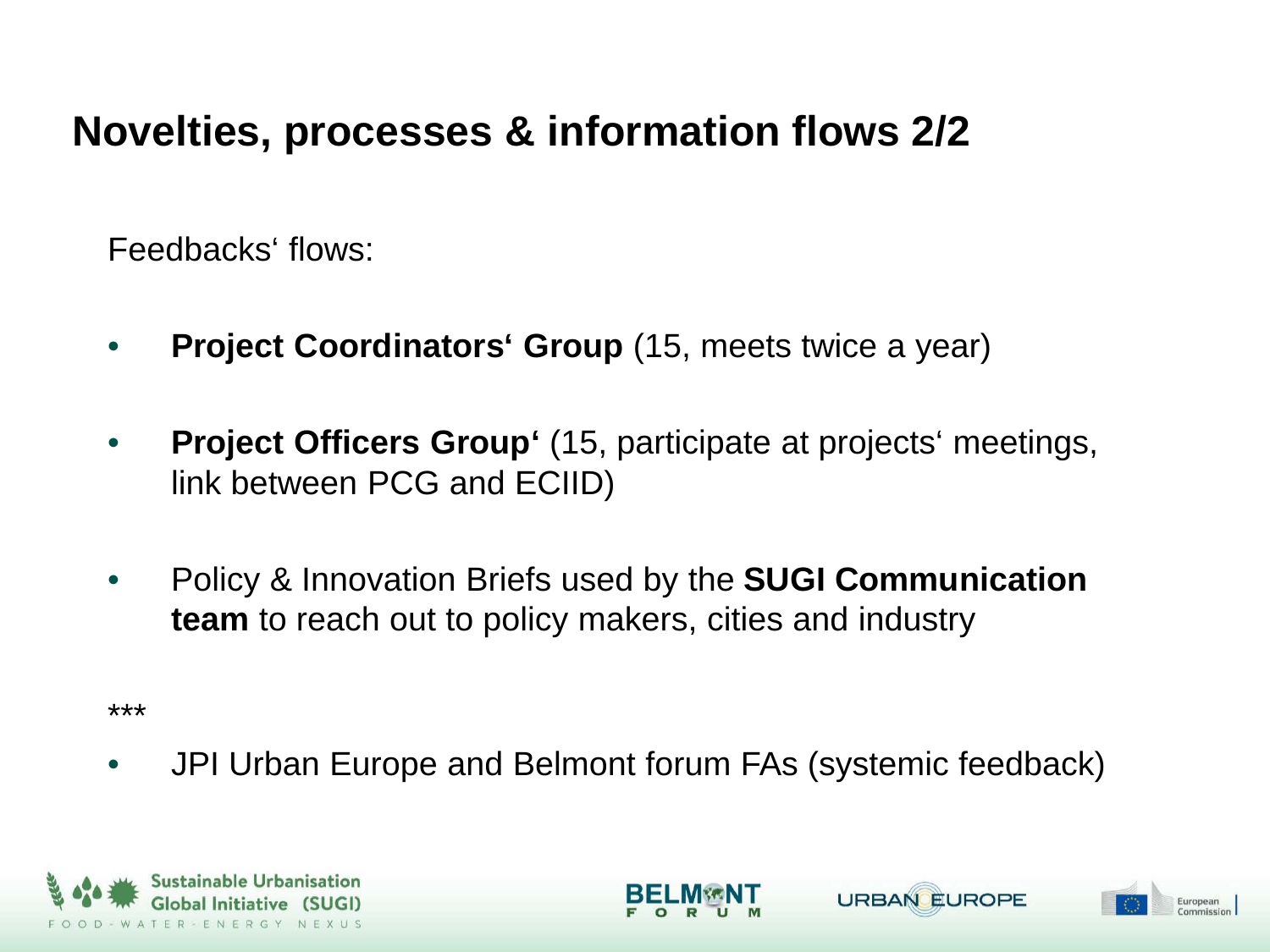# Novelties, processes & information flows 2/2

Feedbacks‘ flows:

- **Project Coordinators‘ Group** (15, meets twice a year)
- **Project Officers Group‘** (15, participate at projects‘ meetings, link between PCG and ECIID)
- Policy & Innovation Briefs used by the **SUGI Communication team** to reach out to policy makers, cities and industry

***

- JPI Urban Europe and Belmont forum FAs (systemic feedback)

Sustainable Urbanisation Global Initiative (SUGI)
FOOD - WATER - ENERGY NEXUS

BELMONT FORUM

URBAN EUROPE

European Commission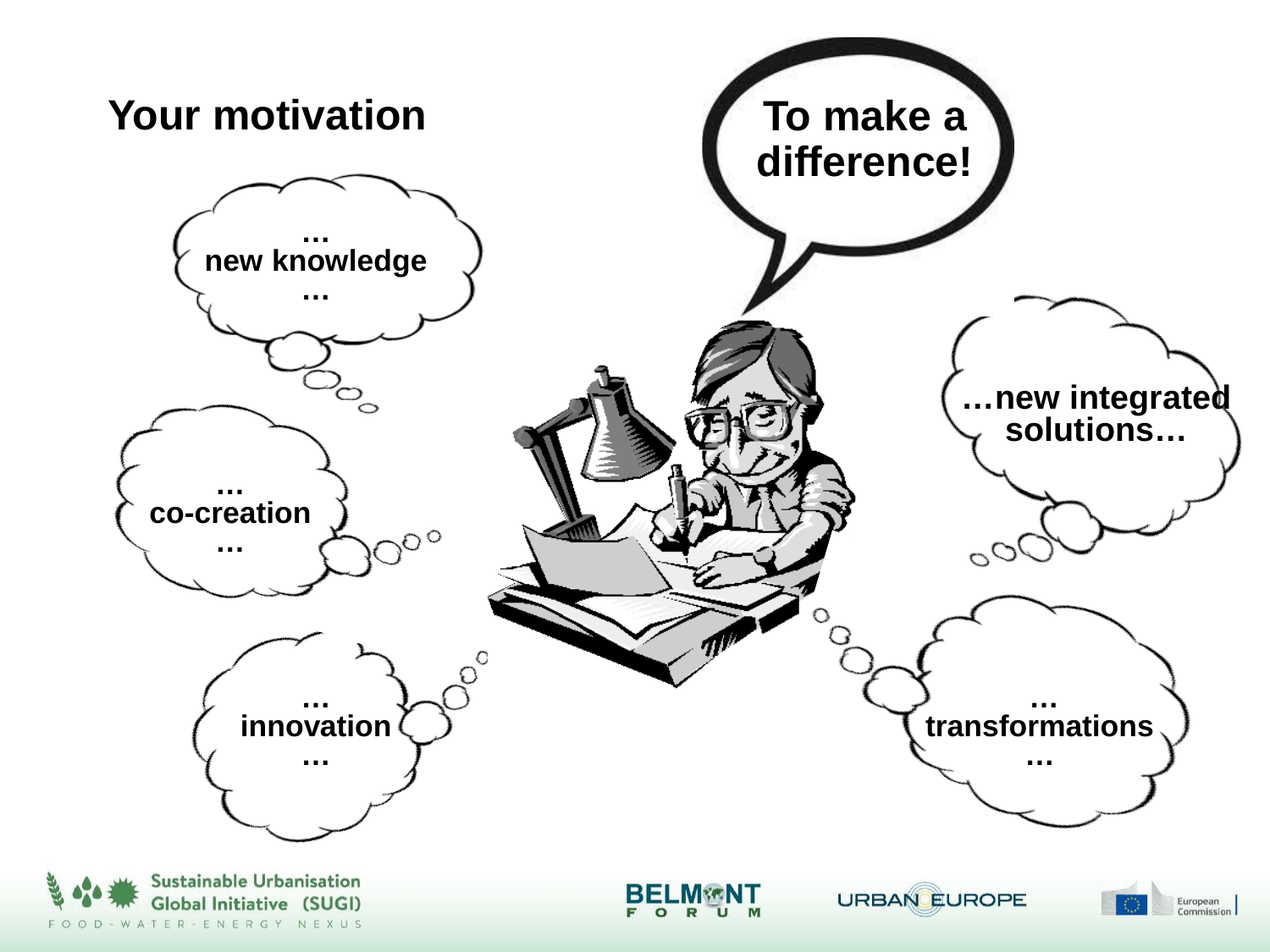# Your motivation

To make a difference!

… new knowledge …

… co-creation …

… innovation …

…new integrated solutions…

… transformations …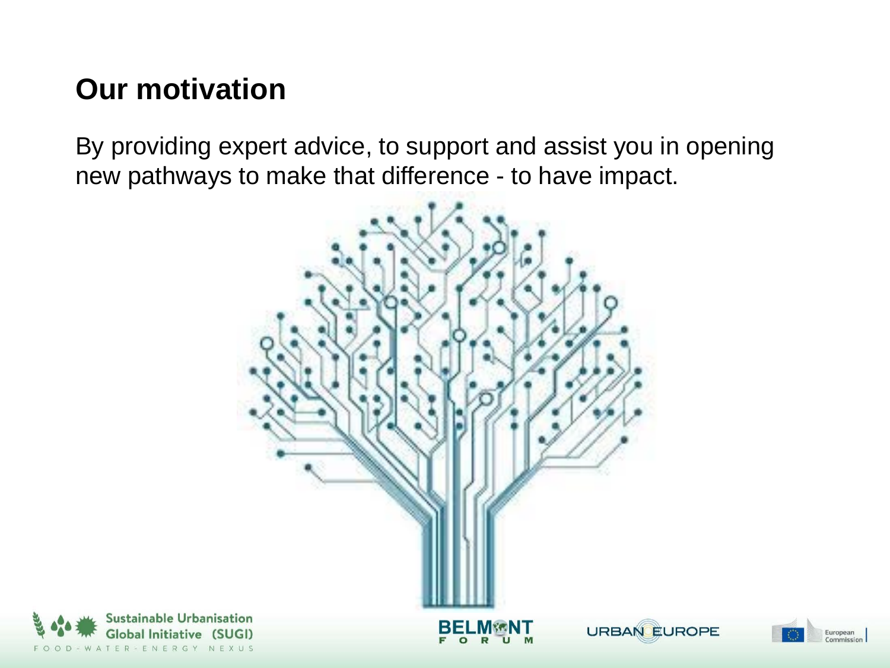## Our motivation

By providing expert advice, to support and assist you in opening new pathways to make that difference - to have impact.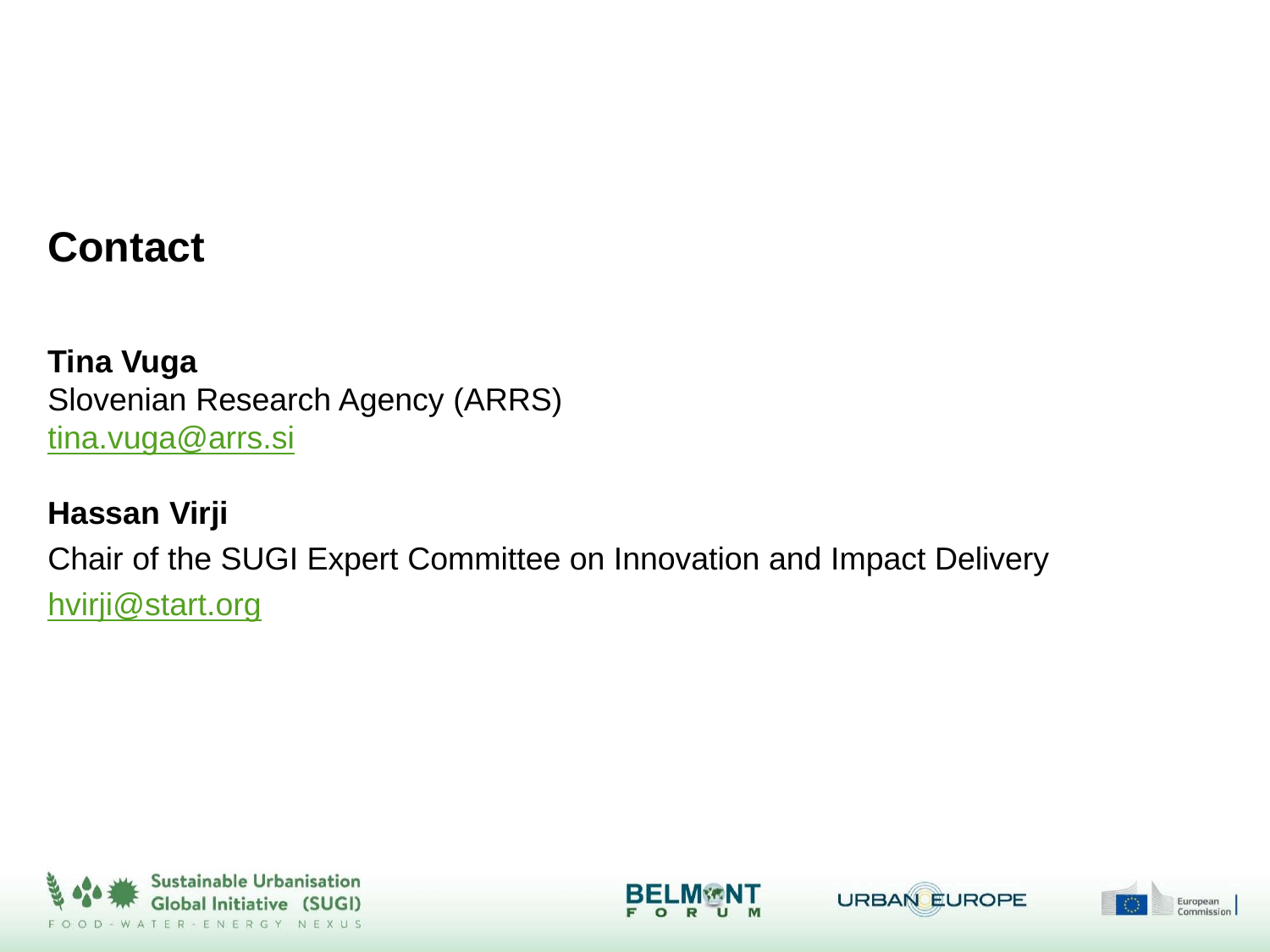# Contact

**Tina Vuga**
Slovenian Research Agency (ARRS)
tina.vuga@arrs.si

**Hassan Virji**
Chair of the SUGI Expert Committee on Innovation and Impact Delivery
hvirji@start.org